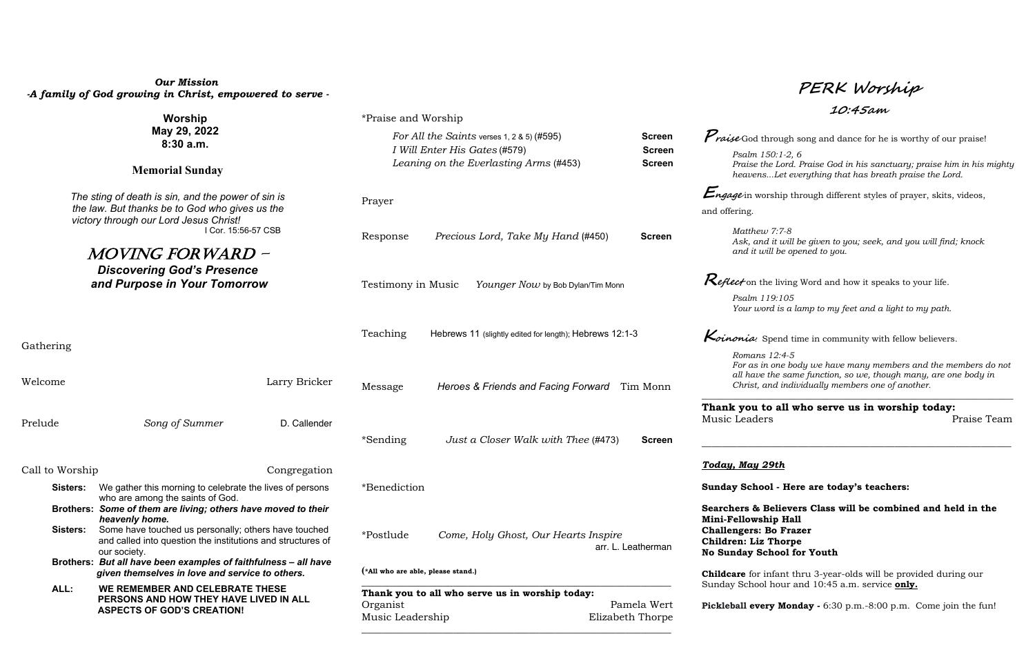***Our Mission***
***-A family of God growing in Christ, empowered to serve -***

**Worship**
**May 29, 2022**
**8:30 a.m.**

## Memorial Sunday

*The sting of death is sin, and the power of sin is the law. But thanks be to God who gives us the victory through our Lord Jesus Christ!*
I Cor. 15:56-57 CSB

# MOVING FORWARD –
## *Discovering God's Presence and Purpose in Your Tomorrow*

Gathering

Welcome — Larry Bricker

Prelude — *Song of Summer* — D. Callender

Call to Worship — Congregation

**Sisters:** We gather this morning to celebrate the lives of persons who are among the saints of God.
**Brothers:** ***Some of them are living; others have moved to their heavenly home.***
**Sisters:** Some have touched us personally; others have touched and called into question the institutions and structures of our society.
**Brothers:** ***But all have been examples of faithfulness – all have given themselves in love and service to others.***
**ALL:** **WE REMEMBER AND CELEBRATE THESE PERSONS AND HOW THEY HAVE LIVED IN ALL ASPECTS OF GOD'S CREATION!**

*Praise and Worship
- *For All the Saints* verses 1, 2 & 5) (#595) — **Screen**
- *I Will Enter His Gates* (#579) — **Screen**
- *Leaning on the Everlasting Arms* (#453) — **Screen**

Prayer

Response — *Precious Lord, Take My Hand* (#450) — **Screen**

Testimony in Music — *Younger Now* by Bob Dylan/Tim Monn

Teaching — Hebrews 11 (slightly edited for length); Hebrews 12:1-3

Message — *Heroes & Friends and Facing Forward* — Tim Monn

*Sending — *Just a Closer Walk with Thee* (#473) — **Screen**

*Benediction

*Postlude — *Come, Holy Ghost, Our Hearts Inspire* — arr. L. Leatherman

**(*All who are able, please stand.)**

---

**Thank you to all who serve us in worship today:**
Organist — Pamela Wert
Music Leadership — Elizabeth Thorpe

---

# PERK Worship
## 10:45am

***Praise*** God through song and dance for he is worthy of our praise!

*Psalm 150:1-2, 6*
*Praise the Lord. Praise God in his sanctuary; praise him in his mighty heavens...Let everything that has breath praise the Lord.*

***Engage*** in worship through different styles of prayer, skits, videos, and offering.

*Matthew 7:7-8*
*Ask, and it will be given to you; seek, and you will find; knock and it will be opened to you.*

***Reflect*** on the living Word and how it speaks to your life.

*Psalm 119:105*
*Your word is a lamp to my feet and a light to my path.*

***Koinonia:*** Spend time in community with fellow believers.

*Romans 12:4-5*
*For as in one body we have many members and the members do not all have the same function, so we, though many, are one body in Christ, and individually members one of another.*

---

**Thank you to all who serve us in worship today:**
Music Leaders — Praise Team

---

***Today, May 29th***

**Sunday School - Here are today's teachers:**

**Searchers & Believers Class will be combined and held in the Mini-Fellowship Hall**
**Challengers: Bo Frazer**
**Children: Liz Thorpe**
**No Sunday School for Youth**

**Childcare** for infant thru 3-year-olds will be provided during our Sunday School hour and 10:45 a.m. service **only.**

**Pickleball every Monday -** 6:30 p.m.-8:00 p.m. Come join the fun!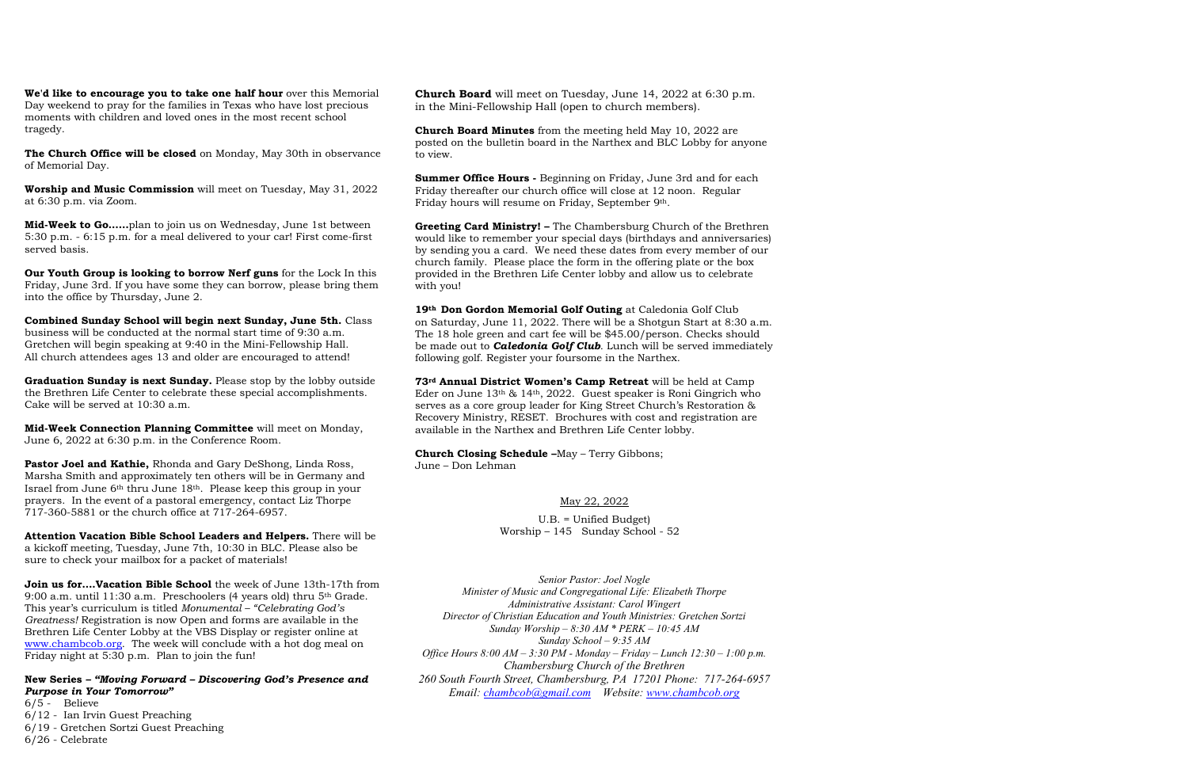**We'd like to encourage you to take one half hour** over this Memorial Day weekend to pray for the families in Texas who have lost precious moments with children and loved ones in the most recent school tragedy.

**The Church Office will be closed** on Monday, May 30th in observance of Memorial Day.

**Worship and Music Commission** will meet on Tuesday, May 31, 2022 at 6:30 p.m. via Zoom.

**Mid-Week to Go……**plan to join us on Wednesday, June 1st between 5:30 p.m. - 6:15 p.m. for a meal delivered to your car! First come-first served basis.

**Our Youth Group is looking to borrow Nerf guns** for the Lock In this Friday, June 3rd. If you have some they can borrow, please bring them into the office by Thursday, June 2.

**Combined Sunday School will begin next Sunday, June 5th.** Class business will be conducted at the normal start time of 9:30 a.m. Gretchen will begin speaking at 9:40 in the Mini-Fellowship Hall. All church attendees ages 13 and older are encouraged to attend!

**Graduation Sunday is next Sunday.** Please stop by the lobby outside the Brethren Life Center to celebrate these special accomplishments. Cake will be served at 10:30 a.m.

**Mid-Week Connection Planning Committee** will meet on Monday, June 6, 2022 at 6:30 p.m. in the Conference Room.

**Pastor Joel and Kathie,** Rhonda and Gary DeShong, Linda Ross, Marsha Smith and approximately ten others will be in Germany and Israel from June 6th thru June 18th. Please keep this group in your prayers. In the event of a pastoral emergency, contact Liz Thorpe 717-360-5881 or the church office at 717-264-6957.

**Attention Vacation Bible School Leaders and Helpers.** There will be a kickoff meeting, Tuesday, June 7th, 10:30 in BLC. Please also be sure to check your mailbox for a packet of materials!

**Join us for….Vacation Bible School** the week of June 13th-17th from 9:00 a.m. until 11:30 a.m. Preschoolers (4 years old) thru 5th Grade. This year's curriculum is titled *Monumental – "Celebrating God's Greatness!* Registration is now Open and forms are available in the Brethren Life Center Lobby at the VBS Display or register online at www.chambcob.org. The week will conclude with a hot dog meal on Friday night at 5:30 p.m. Plan to join the fun!

**New Series – *"Moving Forward – Discovering God's Presence and Purpose in Your Tomorrow"***

6/5 - Believe
6/12 - Ian Irvin Guest Preaching
6/19 - Gretchen Sortzi Guest Preaching
6/26 - Celebrate

**Church Board** will meet on Tuesday, June 14, 2022 at 6:30 p.m. in the Mini-Fellowship Hall (open to church members).

**Church Board Minutes** from the meeting held May 10, 2022 are posted on the bulletin board in the Narthex and BLC Lobby for anyone to view.

**Summer Office Hours -** Beginning on Friday, June 3rd and for each Friday thereafter our church office will close at 12 noon. Regular Friday hours will resume on Friday, September 9th.

**Greeting Card Ministry! –** The Chambersburg Church of the Brethren would like to remember your special days (birthdays and anniversaries) by sending you a card. We need these dates from every member of our church family. Please place the form in the offering plate or the box provided in the Brethren Life Center lobby and allow us to celebrate with you!

**19th Don Gordon Memorial Golf Outing** at Caledonia Golf Club on Saturday, June 11, 2022. There will be a Shotgun Start at 8:30 a.m. The 18 hole green and cart fee will be $45.00/person. Checks should be made out to ***Caledonia Golf Club***. Lunch will be served immediately following golf. Register your foursome in the Narthex.

**73rd Annual District Women's Camp Retreat** will be held at Camp Eder on June 13th & 14th, 2022. Guest speaker is Roni Gingrich who serves as a core group leader for King Street Church's Restoration & Recovery Ministry, RESET. Brochures with cost and registration are available in the Narthex and Brethren Life Center lobby.

**Church Closing Schedule –**May – Terry Gibbons;
June – Don Lehman

May 22, 2022

U.B. = Unified Budget)
Worship – 145 Sunday School - 52

*Senior Pastor: Joel Nogle*
*Minister of Music and Congregational Life: Elizabeth Thorpe*
*Administrative Assistant: Carol Wingert*
*Director of Christian Education and Youth Ministries: Gretchen Sortzi*
*Sunday Worship – 8:30 AM * PERK – 10:45 AM*
*Sunday School – 9:35 AM*
*Office Hours 8:00 AM – 3:30 PM - Monday – Friday – Lunch 12:30 – 1:00 p.m.*
*Chambersburg Church of the Brethren*
*260 South Fourth Street, Chambersburg, PA 17201 Phone: 717-264-6957*
*Email: chambcob@gmail.com Website: www.chambcob.org*